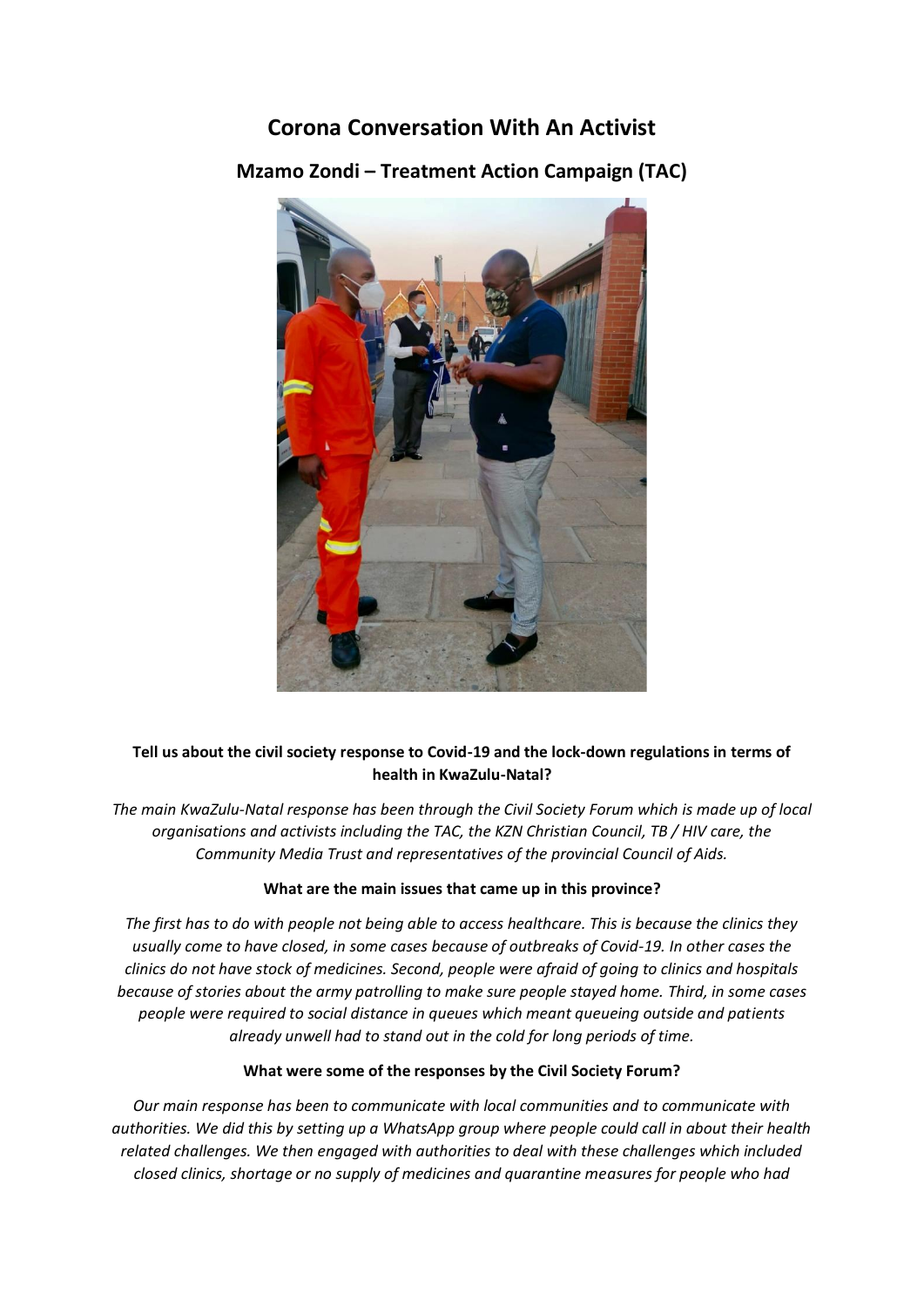# Corona Conversation With An Activist

## Mzamo Zondi – Treatment Action Campaign (TAC)

**Tell us about the civil society response to Covid-19 and the lock-down regulations in terms of health in KwaZulu-Natal?**

*The main KwaZulu-Natal response has been through the Civil Society Forum which is made up of local organisations and activists including the TAC, the KZN Christian Council, TB / HIV care, the Community Media Trust and representatives of the provincial Council of Aids.*

**What are the main issues that came up in this province?**

*The first has to do with people not being able to access healthcare. This is because the clinics they usually come to have closed, in some cases because of outbreaks of Covid-19. In other cases the clinics do not have stock of medicines. Second, people were afraid of going to clinics and hospitals because of stories about the army patrolling to make sure people stayed home. Third, in some cases people were required to social distance in queues which meant queueing outside and patients already unwell had to stand out in the cold for long periods of time.*

**What were some of the responses by the Civil Society Forum?**

*Our main response has been to communicate with local communities and to communicate with authorities. We did this by setting up a WhatsApp group where people could call in about their health related challenges. We then engaged with authorities to deal with these challenges which included closed clinics, shortage or no supply of medicines and quarantine measures for people who had*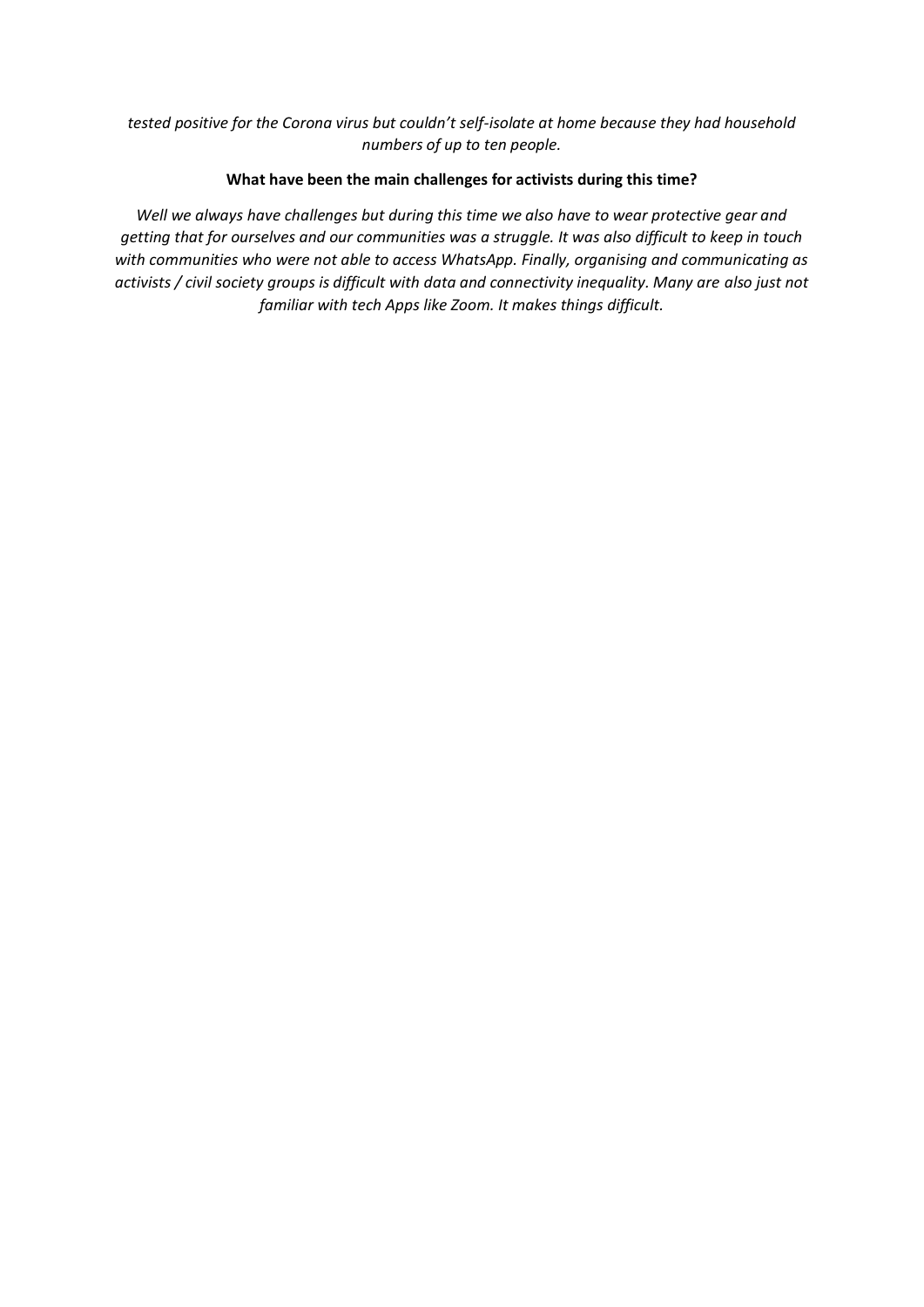*tested positive for the Corona virus but couldn't self-isolate at home because they had household numbers of up to ten people.*

**What have been the main challenges for activists during this time?**

*Well we always have challenges but during this time we also have to wear protective gear and getting that for ourselves and our communities was a struggle. It was also difficult to keep in touch with communities who were not able to access WhatsApp. Finally, organising and communicating as activists / civil society groups is difficult with data and connectivity inequality. Many are also just not familiar with tech Apps like Zoom. It makes things difficult.*